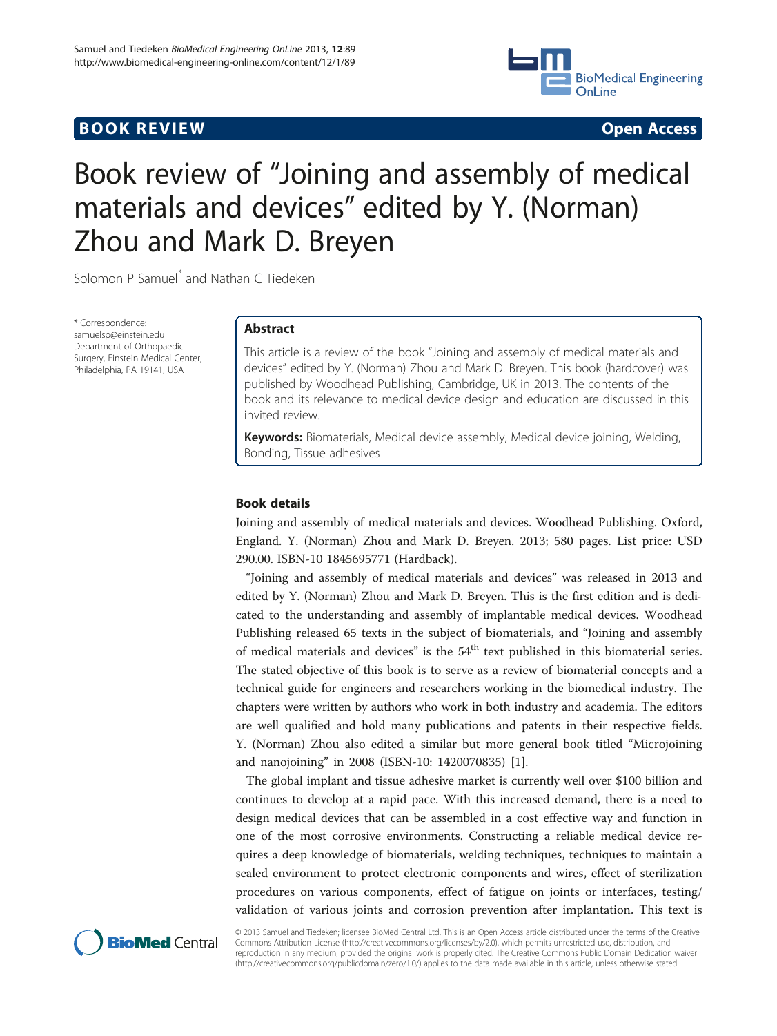**BOOK REVIEW** **Open Access**

# Book review of "Joining and assembly of medical materials and devices" edited by Y. (Norman) Zhou and Mark D. Breyen

Solomon P Samuel* and Nathan C Tiedeken

\* Correspondence: samuelsp@einstein.edu
Department of Orthopaedic Surgery, Einstein Medical Center, Philadelphia, PA 19141, USA

## Abstract

This article is a review of the book "Joining and assembly of medical materials and devices" edited by Y. (Norman) Zhou and Mark D. Breyen. This book (hardcover) was published by Woodhead Publishing, Cambridge, UK in 2013. The contents of the book and its relevance to medical device design and education are discussed in this invited review.

**Keywords:** Biomaterials, Medical device assembly, Medical device joining, Welding, Bonding, Tissue adhesives

## Book details

Joining and assembly of medical materials and devices. Woodhead Publishing. Oxford, England. Y. (Norman) Zhou and Mark D. Breyen. 2013; 580 pages. List price: USD 290.00. ISBN-10 1845695771 (Hardback).

"Joining and assembly of medical materials and devices" was released in 2013 and edited by Y. (Norman) Zhou and Mark D. Breyen. This is the first edition and is dedicated to the understanding and assembly of implantable medical devices. Woodhead Publishing released 65 texts in the subject of biomaterials, and "Joining and assembly of medical materials and devices" is the 54th text published in this biomaterial series. The stated objective of this book is to serve as a review of biomaterial concepts and a technical guide for engineers and researchers working in the biomedical industry. The chapters were written by authors who work in both industry and academia. The editors are well qualified and hold many publications and patents in their respective fields. Y. (Norman) Zhou also edited a similar but more general book titled "Microjoining and nanojoining" in 2008 (ISBN-10: 1420070835) [1].

The global implant and tissue adhesive market is currently well over $100 billion and continues to develop at a rapid pace. With this increased demand, there is a need to design medical devices that can be assembled in a cost effective way and function in one of the most corrosive environments. Constructing a reliable medical device requires a deep knowledge of biomaterials, welding techniques, techniques to maintain a sealed environment to protect electronic components and wires, effect of sterilization procedures on various components, effect of fatigue on joints or interfaces, testing/validation of various joints and corrosion prevention after implantation. This text is

© 2013 Samuel and Tiedeken; licensee BioMed Central Ltd. This is an Open Access article distributed under the terms of the Creative Commons Attribution License (http://creativecommons.org/licenses/by/2.0), which permits unrestricted use, distribution, and reproduction in any medium, provided the original work is properly cited. The Creative Commons Public Domain Dedication waiver (http://creativecommons.org/publicdomain/zero/1.0/) applies to the data made available in this article, unless otherwise stated.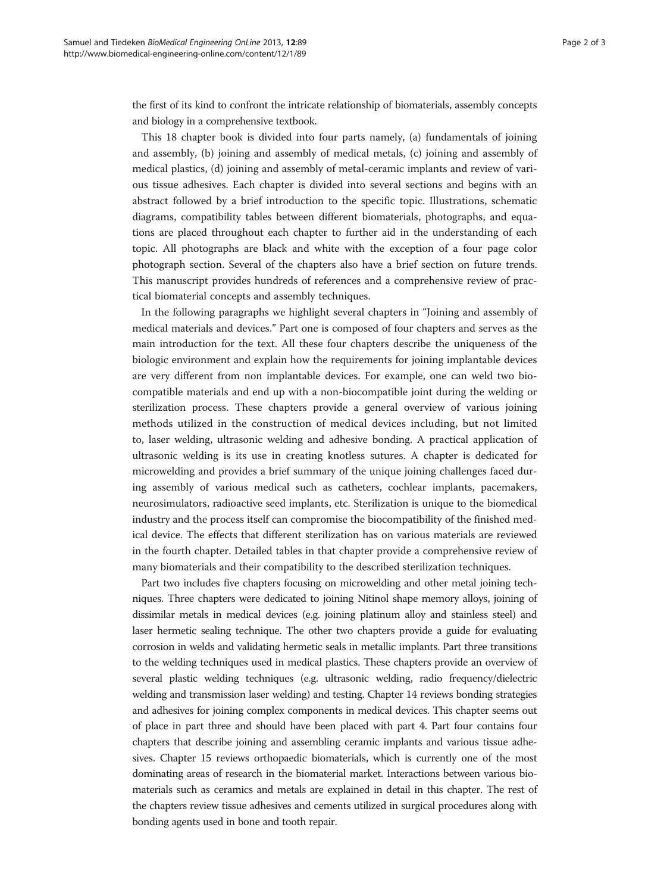the first of its kind to confront the intricate relationship of biomaterials, assembly concepts and biology in a comprehensive textbook.

This 18 chapter book is divided into four parts namely, (a) fundamentals of joining and assembly, (b) joining and assembly of medical metals, (c) joining and assembly of medical plastics, (d) joining and assembly of metal-ceramic implants and review of various tissue adhesives. Each chapter is divided into several sections and begins with an abstract followed by a brief introduction to the specific topic. Illustrations, schematic diagrams, compatibility tables between different biomaterials, photographs, and equations are placed throughout each chapter to further aid in the understanding of each topic. All photographs are black and white with the exception of a four page color photograph section. Several of the chapters also have a brief section on future trends. This manuscript provides hundreds of references and a comprehensive review of practical biomaterial concepts and assembly techniques.

In the following paragraphs we highlight several chapters in "Joining and assembly of medical materials and devices." Part one is composed of four chapters and serves as the main introduction for the text. All these four chapters describe the uniqueness of the biologic environment and explain how the requirements for joining implantable devices are very different from non implantable devices. For example, one can weld two biocompatible materials and end up with a non-biocompatible joint during the welding or sterilization process. These chapters provide a general overview of various joining methods utilized in the construction of medical devices including, but not limited to, laser welding, ultrasonic welding and adhesive bonding. A practical application of ultrasonic welding is its use in creating knotless sutures. A chapter is dedicated for microwelding and provides a brief summary of the unique joining challenges faced during assembly of various medical such as catheters, cochlear implants, pacemakers, neurosimulators, radioactive seed implants, etc. Sterilization is unique to the biomedical industry and the process itself can compromise the biocompatibility of the finished medical device. The effects that different sterilization has on various materials are reviewed in the fourth chapter. Detailed tables in that chapter provide a comprehensive review of many biomaterials and their compatibility to the described sterilization techniques.

Part two includes five chapters focusing on microwelding and other metal joining techniques. Three chapters were dedicated to joining Nitinol shape memory alloys, joining of dissimilar metals in medical devices (e.g. joining platinum alloy and stainless steel) and laser hermetic sealing technique. The other two chapters provide a guide for evaluating corrosion in welds and validating hermetic seals in metallic implants. Part three transitions to the welding techniques used in medical plastics. These chapters provide an overview of several plastic welding techniques (e.g. ultrasonic welding, radio frequency/dielectric welding and transmission laser welding) and testing. Chapter 14 reviews bonding strategies and adhesives for joining complex components in medical devices. This chapter seems out of place in part three and should have been placed with part 4. Part four contains four chapters that describe joining and assembling ceramic implants and various tissue adhesives. Chapter 15 reviews orthopaedic biomaterials, which is currently one of the most dominating areas of research in the biomaterial market. Interactions between various biomaterials such as ceramics and metals are explained in detail in this chapter. The rest of the chapters review tissue adhesives and cements utilized in surgical procedures along with bonding agents used in bone and tooth repair.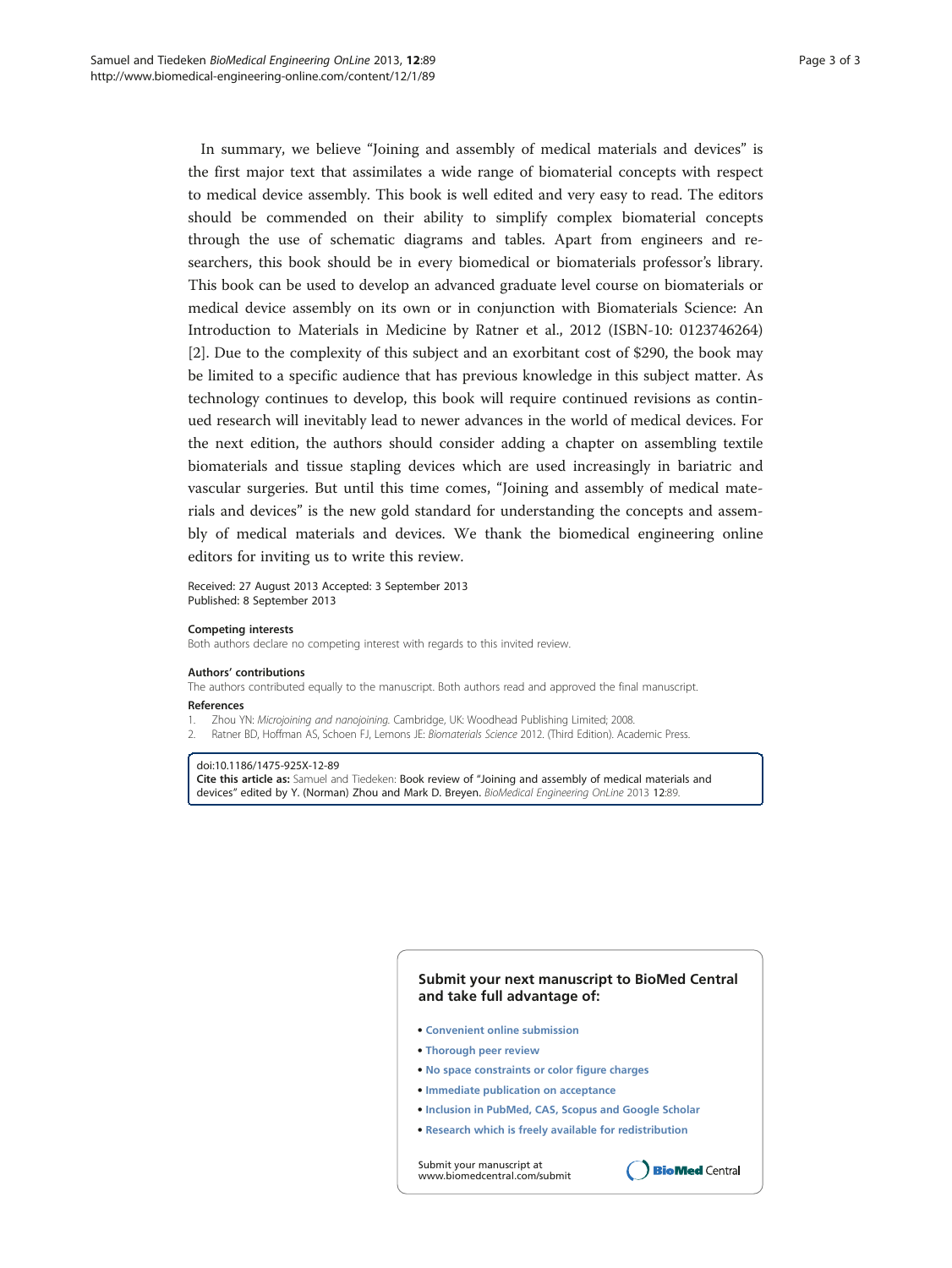In summary, we believe "Joining and assembly of medical materials and devices" is the first major text that assimilates a wide range of biomaterial concepts with respect to medical device assembly. This book is well edited and very easy to read. The editors should be commended on their ability to simplify complex biomaterial concepts through the use of schematic diagrams and tables. Apart from engineers and researchers, this book should be in every biomedical or biomaterials professor's library. This book can be used to develop an advanced graduate level course on biomaterials or medical device assembly on its own or in conjunction with Biomaterials Science: An Introduction to Materials in Medicine by Ratner et al., 2012 (ISBN-10: 0123746264) [2]. Due to the complexity of this subject and an exorbitant cost of $290, the book may be limited to a specific audience that has previous knowledge in this subject matter. As technology continues to develop, this book will require continued revisions as continued research will inevitably lead to newer advances in the world of medical devices. For the next edition, the authors should consider adding a chapter on assembling textile biomaterials and tissue stapling devices which are used increasingly in bariatric and vascular surgeries. But until this time comes, "Joining and assembly of medical materials and devices" is the new gold standard for understanding the concepts and assembly of medical materials and devices. We thank the biomedical engineering online editors for inviting us to write this review.

Received: 27 August 2013 Accepted: 3 September 2013
Published: 8 September 2013

#### Competing interests

Both authors declare no competing interest with regards to this invited review.

#### Authors' contributions

The authors contributed equally to the manuscript. Both authors read and approved the final manuscript.

#### References

1. Zhou YN: *Microjoining and nanojoining.* Cambridge, UK: Woodhead Publishing Limited; 2008.
2. Ratner BD, Hoffman AS, Schoen FJ, Lemons JE: *Biomaterials Science* 2012. (Third Edition). Academic Press.

doi:10.1186/1475-925X-12-89
**Cite this article as:** Samuel and Tiedeken: **Book review of "Joining and assembly of medical materials and devices" edited by Y. (Norman) Zhou and Mark D. Breyen.** *BioMedical Engineering OnLine* 2013 **12**:89.

**Submit your next manuscript to BioMed Central and take full advantage of:**

- **Convenient online submission**
- **Thorough peer review**
- **No space constraints or color figure charges**
- **Immediate publication on acceptance**
- **Inclusion in PubMed, CAS, Scopus and Google Scholar**
- **Research which is freely available for redistribution**

Submit your manuscript at
www.biomedcentral.com/submit

BioMed Central